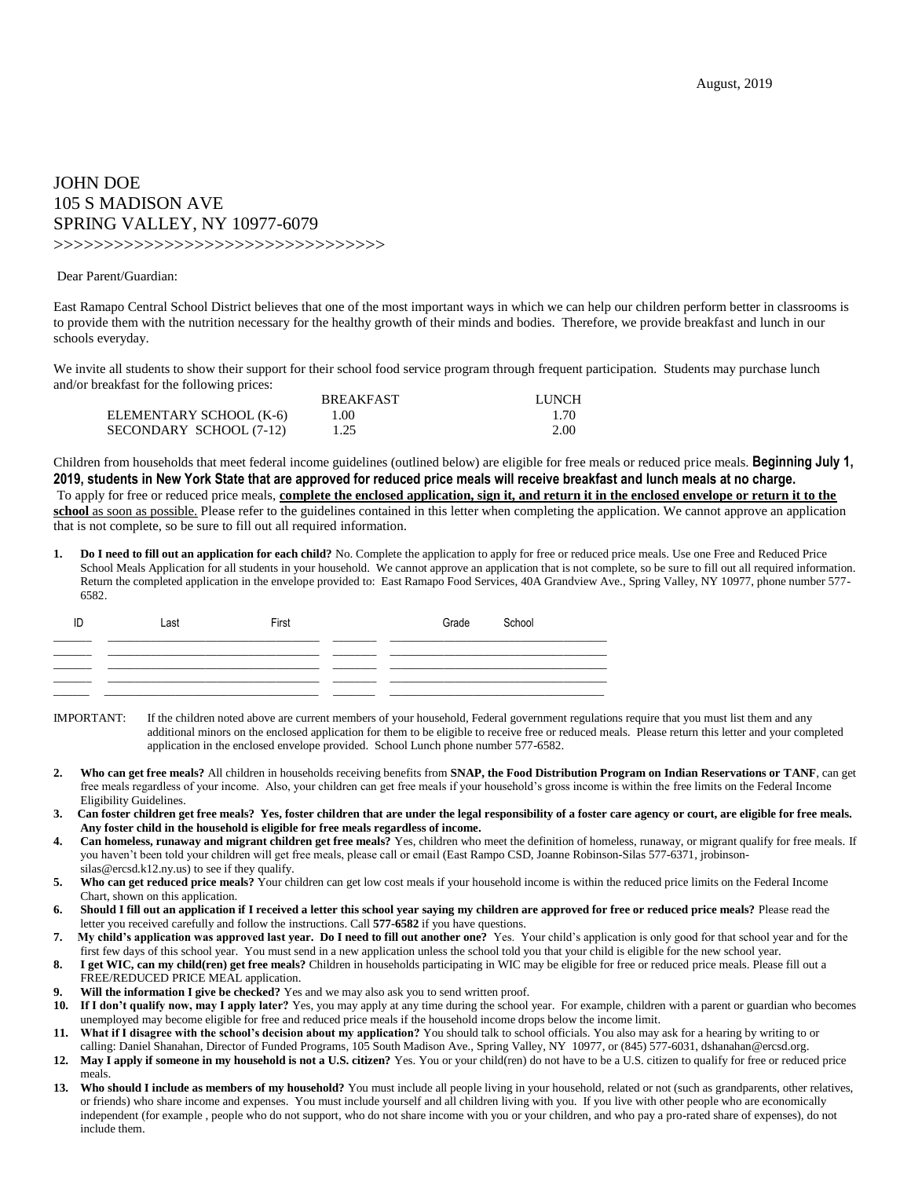August, 2019

JOHN DOE
105 S MADISON AVE
SPRING VALLEY, NY 10977-6079
>>>>>>>>>>>>>>>>>>>>>>>>>>>>>>>>>>

Dear Parent/Guardian:

East Ramapo Central School District believes that one of the most important ways in which we can help our children perform better in classrooms is to provide them with the nutrition necessary for the healthy growth of their minds and bodies. Therefore, we provide breakfast and lunch in our schools everyday.

We invite all students to show their support for their school food service program through frequent participation. Students may purchase lunch and/or breakfast for the following prices:

| | BREAKFAST | LUNCH |
|---|---|---|
| ELEMENTARY SCHOOL (K-6) | 1.00 | 1.70 |
| SECONDARY SCHOOL (7-12) | 1.25 | 2.00 |

Children from households that meet federal income guidelines (outlined below) are eligible for free meals or reduced price meals. **Beginning July 1, 2019, students in New York State that are approved for reduced price meals will receive breakfast and lunch meals at no charge.** To apply for free or reduced price meals, **complete the enclosed application, sign it, and return it in the enclosed envelope or return it to the school** as soon as possible. Please refer to the guidelines contained in this letter when completing the application. We cannot approve an application that is not complete, so be sure to fill out all required information.

1. **Do I need to fill out an application for each child?** No. Complete the application to apply for free or reduced price meals. Use one Free and Reduced Price School Meals Application for all students in your household. We cannot approve an application that is not complete, so be sure to fill out all required information. Return the completed application in the envelope provided to: East Ramapo Food Services, 40A Grandview Ave., Spring Valley, NY 10977, phone number 577-6582.

| ID | Last | First | Grade | School |
|---|---|---|---|---|
| | | | | |
| | | | | |
| | | | | |
| | | | | |
| | | | | |

IMPORTANT: If the children noted above are current members of your household, Federal government regulations require that you must list them and any additional minors on the enclosed application for them to be eligible to receive free or reduced meals. Please return this letter and your completed application in the enclosed envelope provided. School Lunch phone number 577-6582.

2. **Who can get free meals?** All children in households receiving benefits from **SNAP, the Food Distribution Program on Indian Reservations or TANF**, can get free meals regardless of your income. Also, your children can get free meals if your household's gross income is within the free limits on the Federal Income Eligibility Guidelines.
3. **Can foster children get free meals? Yes, foster children that are under the legal responsibility of a foster care agency or court, are eligible for free meals. Any foster child in the household is eligible for free meals regardless of income.**
4. **Can homeless, runaway and migrant children get free meals?** Yes, children who meet the definition of homeless, runaway, or migrant qualify for free meals. If you haven't been told your children will get free meals, please call or email (East Rampo CSD, Joanne Robinson-Silas 577-6371, jrobinson-silas@ercsd.k12.ny.us) to see if they qualify.
5. **Who can get reduced price meals?** Your children can get low cost meals if your household income is within the reduced price limits on the Federal Income Chart, shown on this application.
6. **Should I fill out an application if I received a letter this school year saying my children are approved for free or reduced price meals?** Please read the letter you received carefully and follow the instructions. Call **577-6582** if you have questions.
7. **My child's application was approved last year. Do I need to fill out another one?** Yes. Your child's application is only good for that school year and for the first few days of this school year. You must send in a new application unless the school told you that your child is eligible for the new school year.
8. **I get WIC, can my child(ren) get free meals?** Children in households participating in WIC may be eligible for free or reduced price meals. Please fill out a FREE/REDUCED PRICE MEAL application.
9. **Will the information I give be checked?** Yes and we may also ask you to send written proof.
10. **If I don't qualify now, may I apply later?** Yes, you may apply at any time during the school year. For example, children with a parent or guardian who becomes unemployed may become eligible for free and reduced price meals if the household income drops below the income limit.
11. **What if I disagree with the school's decision about my application?** You should talk to school officials. You also may ask for a hearing by writing to or calling: Daniel Shanahan, Director of Funded Programs, 105 South Madison Ave., Spring Valley, NY 10977, or (845) 577-6031, dshanahan@ercsd.org.
12. **May I apply if someone in my household is not a U.S. citizen?** Yes. You or your child(ren) do not have to be a U.S. citizen to qualify for free or reduced price meals.
13. **Who should I include as members of my household?** You must include all people living in your household, related or not (such as grandparents, other relatives, or friends) who share income and expenses. You must include yourself and all children living with you. If you live with other people who are economically independent (for example , people who do not support, who do not share income with you or your children, and who pay a pro-rated share of expenses), do not include them.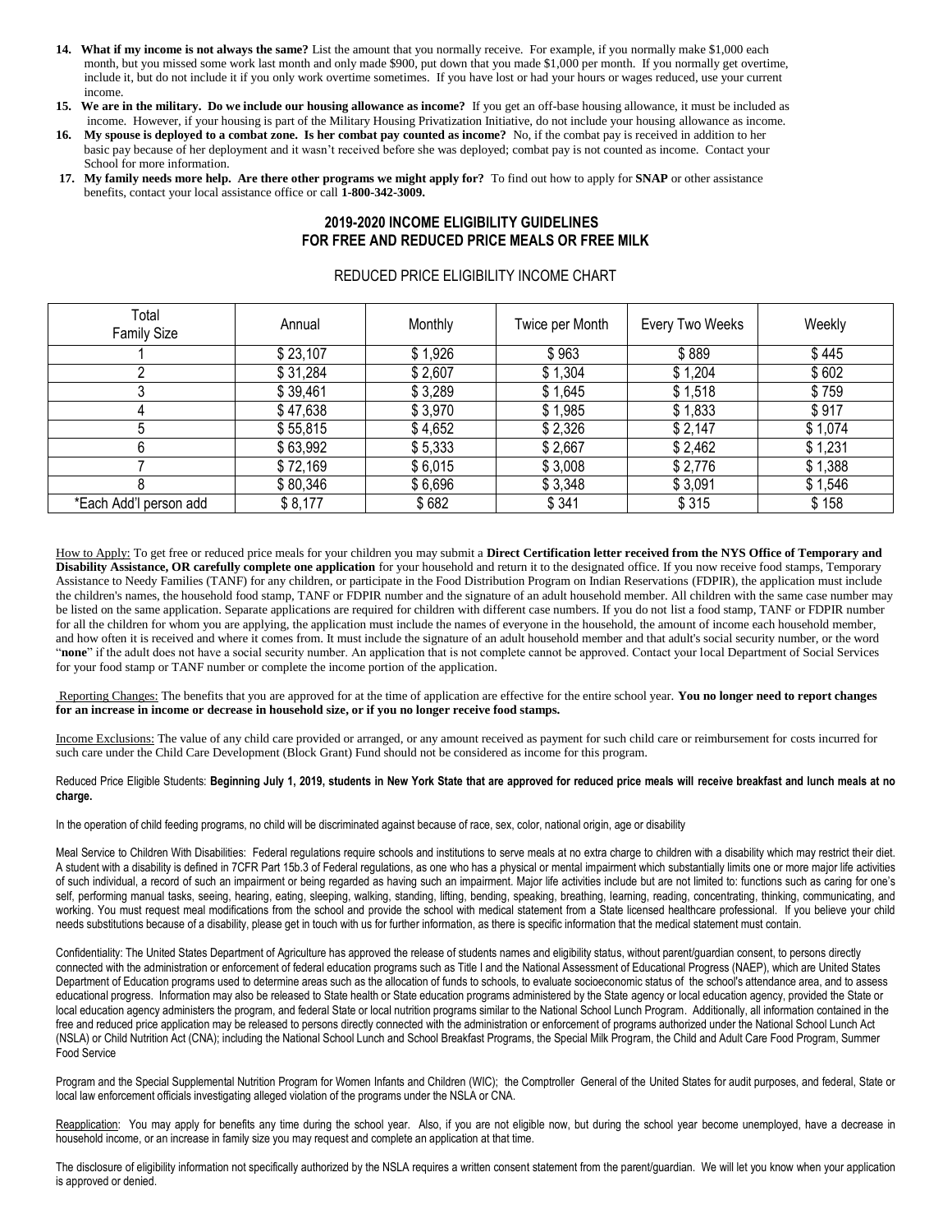14. **What if my income is not always the same?** List the amount that you normally receive. For example, if you normally make $1,000 each month, but you missed some work last month and only made $900, put down that you made $1,000 per month. If you normally get overtime, include it, but do not include it if you only work overtime sometimes. If you have lost or had your hours or wages reduced, use your current income.
15. **We are in the military. Do we include our housing allowance as income?** If you get an off-base housing allowance, it must be included as income. However, if your housing is part of the Military Housing Privatization Initiative, do not include your housing allowance as income.
16. **My spouse is deployed to a combat zone. Is her combat pay counted as income?** No, if the combat pay is received in addition to her basic pay because of her deployment and it wasn't received before she was deployed; combat pay is not counted as income. Contact your School for more information.
17. **My family needs more help. Are there other programs we might apply for?** To find out how to apply for **SNAP** or other assistance benefits, contact your local assistance office or call **1-800-342-3009.**

## 2019-2020 INCOME ELIGIBILITY GUIDELINES FOR FREE AND REDUCED PRICE MEALS OR FREE MILK

### REDUCED PRICE ELIGIBILITY INCOME CHART

| Total Family Size | Annual | Monthly | Twice per Month | Every Two Weeks | Weekly |
|---|---|---|---|---|---|
| 1 | $ 23,107 | $ 1,926 | $ 963 | $ 889 | $ 445 |
| 2 | $ 31,284 | $ 2,607 | $ 1,304 | $ 1,204 | $ 602 |
| 3 | $ 39,461 | $ 3,289 | $ 1,645 | $ 1,518 | $ 759 |
| 4 | $ 47,638 | $ 3,970 | $ 1,985 | $ 1,833 | $ 917 |
| 5 | $ 55,815 | $ 4,652 | $ 2,326 | $ 2,147 | $ 1,074 |
| 6 | $ 63,992 | $ 5,333 | $ 2,667 | $ 2,462 | $ 1,231 |
| 7 | $ 72,169 | $ 6,015 | $ 3,008 | $ 2,776 | $ 1,388 |
| 8 | $ 80,346 | $ 6,696 | $ 3,348 | $ 3,091 | $ 1,546 |
| *Each Add'l person add | $ 8,177 | $ 682 | $ 341 | $ 315 | $ 158 |

How to Apply: To get free or reduced price meals for your children you may submit a **Direct Certification letter received from the NYS Office of Temporary and Disability Assistance, OR carefully complete one application** for your household and return it to the designated office. If you now receive food stamps, Temporary Assistance to Needy Families (TANF) for any children, or participate in the Food Distribution Program on Indian Reservations (FDPIR), the application must include the children's names, the household food stamp, TANF or FDPIR number and the signature of an adult household member. All children with the same case number may be listed on the same application. Separate applications are required for children with different case numbers. If you do not list a food stamp, TANF or FDPIR number for all the children for whom you are applying, the application must include the names of everyone in the household, the amount of income each household member, and how often it is received and where it comes from. It must include the signature of an adult household member and that adult's social security number, or the word "**none**" if the adult does not have a social security number. An application that is not complete cannot be approved. Contact your local Department of Social Services for your food stamp or TANF number or complete the income portion of the application.

Reporting Changes: The benefits that you are approved for at the time of application are effective for the entire school year. **You no longer need to report changes for an increase in income or decrease in household size, or if you no longer receive food stamps.**

Income Exclusions: The value of any child care provided or arranged, or any amount received as payment for such child care or reimbursement for costs incurred for such care under the Child Care Development (Block Grant) Fund should not be considered as income for this program.

Reduced Price Eligible Students: **Beginning July 1, 2019, students in New York State that are approved for reduced price meals will receive breakfast and lunch meals at no charge.**

In the operation of child feeding programs, no child will be discriminated against because of race, sex, color, national origin, age or disability

Meal Service to Children With Disabilities: Federal regulations require schools and institutions to serve meals at no extra charge to children with a disability which may restrict their diet. A student with a disability is defined in 7CFR Part 15b.3 of Federal regulations, as one who has a physical or mental impairment which substantially limits one or more major life activities of such individual, a record of such an impairment or being regarded as having such an impairment. Major life activities include but are not limited to: functions such as caring for one's self, performing manual tasks, seeing, hearing, eating, sleeping, walking, standing, lifting, bending, speaking, breathing, learning, reading, concentrating, thinking, communicating, and working. You must request meal modifications from the school and provide the school with medical statement from a State licensed healthcare professional. If you believe your child needs substitutions because of a disability, please get in touch with us for further information, as there is specific information that the medical statement must contain.

Confidentiality: The United States Department of Agriculture has approved the release of students names and eligibility status, without parent/guardian consent, to persons directly connected with the administration or enforcement of federal education programs such as Title I and the National Assessment of Educational Progress (NAEP), which are United States Department of Education programs used to determine areas such as the allocation of funds to schools, to evaluate socioeconomic status of the school's attendance area, and to assess educational progress. Information may also be released to State health or State education programs administered by the State agency or local education agency, provided the State or local education agency administers the program, and federal State or local nutrition programs similar to the National School Lunch Program. Additionally, all information contained in the free and reduced price application may be released to persons directly connected with the administration or enforcement of programs authorized under the National School Lunch Act (NSLA) or Child Nutrition Act (CNA); including the National School Lunch and School Breakfast Programs, the Special Milk Program, the Child and Adult Care Food Program, Summer Food Service

Program and the Special Supplemental Nutrition Program for Women Infants and Children (WIC); the Comptroller General of the United States for audit purposes, and federal, State or local law enforcement officials investigating alleged violation of the programs under the NSLA or CNA.

Reapplication: You may apply for benefits any time during the school year. Also, if you are not eligible now, but during the school year become unemployed, have a decrease in household income, or an increase in family size you may request and complete an application at that time.

The disclosure of eligibility information not specifically authorized by the NSLA requires a written consent statement from the parent/guardian. We will let you know when your application is approved or denied.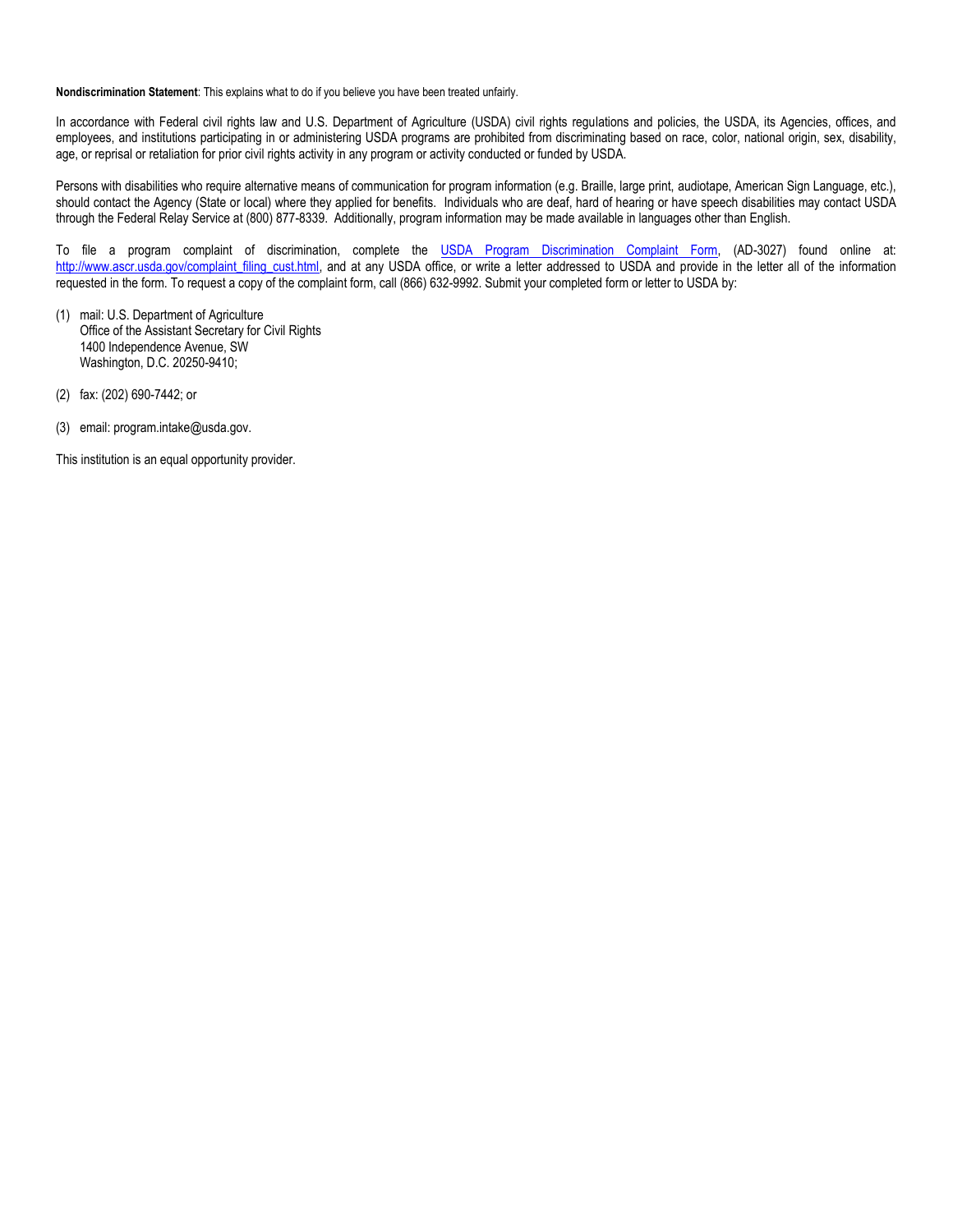**Nondiscrimination Statement**: This explains what to do if you believe you have been treated unfairly.

In accordance with Federal civil rights law and U.S. Department of Agriculture (USDA) civil rights regulations and policies, the USDA, its Agencies, offices, and employees, and institutions participating in or administering USDA programs are prohibited from discriminating based on race, color, national origin, sex, disability, age, or reprisal or retaliation for prior civil rights activity in any program or activity conducted or funded by USDA.

Persons with disabilities who require alternative means of communication for program information (e.g. Braille, large print, audiotape, American Sign Language, etc.), should contact the Agency (State or local) where they applied for benefits. Individuals who are deaf, hard of hearing or have speech disabilities may contact USDA through the Federal Relay Service at (800) 877-8339. Additionally, program information may be made available in languages other than English.

To file a program complaint of discrimination, complete the [USDA Program Discrimination Complaint Form](http://www.ascr.usda.gov/complaint_filing_cust.html), (AD-3027) found online at: [http://www.ascr.usda.gov/complaint_filing_cust.html](http://www.ascr.usda.gov/complaint_filing_cust.html), and at any USDA office, or write a letter addressed to USDA and provide in the letter all of the information requested in the form. To request a copy of the complaint form, call (866) 632-9992. Submit your completed form or letter to USDA by:

(1) mail: U.S. Department of Agriculture  
Office of the Assistant Secretary for Civil Rights  
1400 Independence Avenue, SW  
Washington, D.C. 20250-9410;

(2) fax: (202) 690-7442; or

(3) email: program.intake@usda.gov.

This institution is an equal opportunity provider.